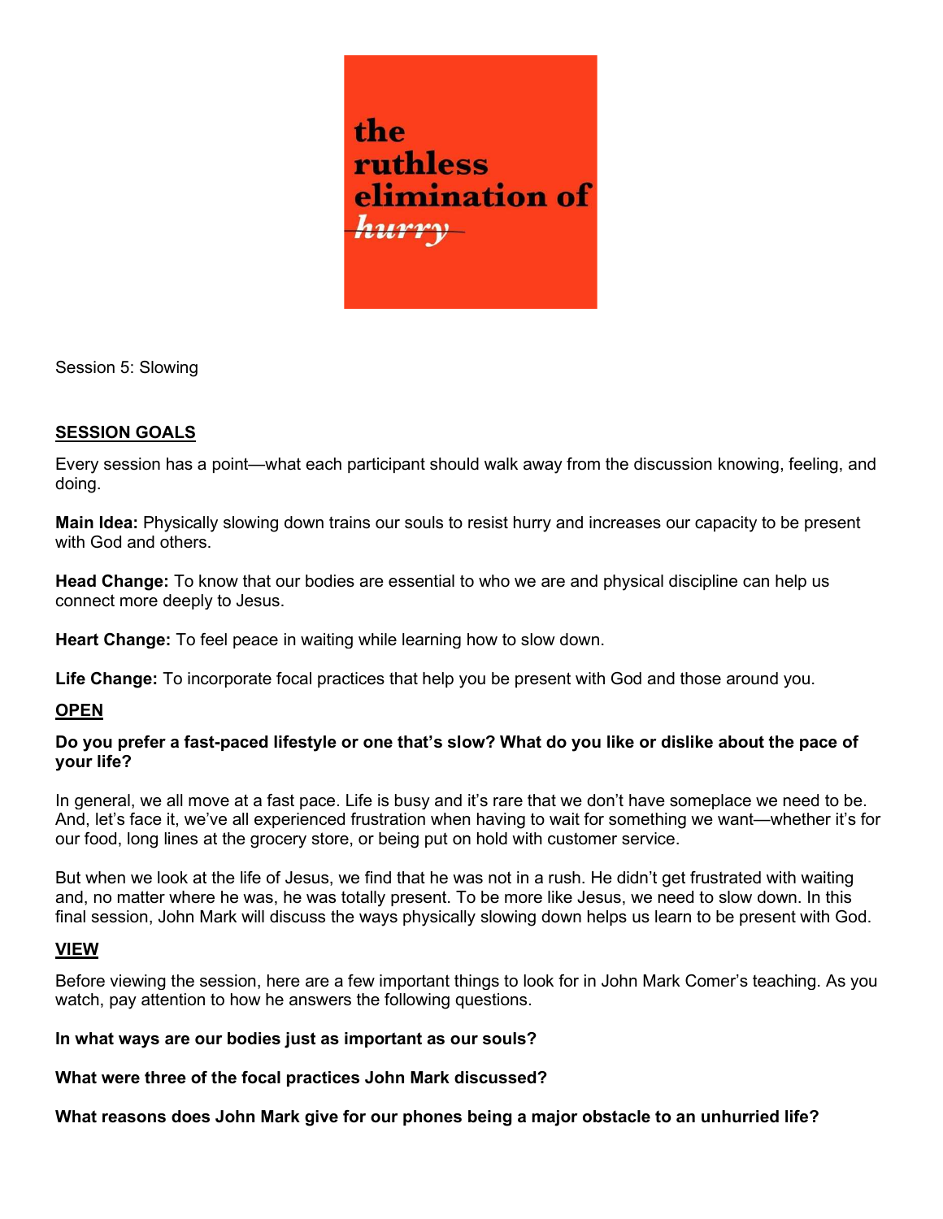the ruthless elimination of ~~*hurry*~~

Session 5: Slowing

## SESSION GOALS

Every session has a point—what each participant should walk away from the discussion knowing, feeling, and doing.

**Main Idea:** Physically slowing down trains our souls to resist hurry and increases our capacity to be present with God and others.

**Head Change:** To know that our bodies are essential to who we are and physical discipline can help us connect more deeply to Jesus.

**Heart Change:** To feel peace in waiting while learning how to slow down.

**Life Change:** To incorporate focal practices that help you be present with God and those around you.

## OPEN

**Do you prefer a fast-paced lifestyle or one that's slow? What do you like or dislike about the pace of your life?**

In general, we all move at a fast pace. Life is busy and it's rare that we don't have someplace we need to be. And, let's face it, we've all experienced frustration when having to wait for something we want—whether it's for our food, long lines at the grocery store, or being put on hold with customer service.

But when we look at the life of Jesus, we find that he was not in a rush. He didn't get frustrated with waiting and, no matter where he was, he was totally present. To be more like Jesus, we need to slow down. In this final session, John Mark will discuss the ways physically slowing down helps us learn to be present with God.

## VIEW

Before viewing the session, here are a few important things to look for in John Mark Comer's teaching. As you watch, pay attention to how he answers the following questions.

**In what ways are our bodies just as important as our souls?**

**What were three of the focal practices John Mark discussed?**

**What reasons does John Mark give for our phones being a major obstacle to an unhurried life?**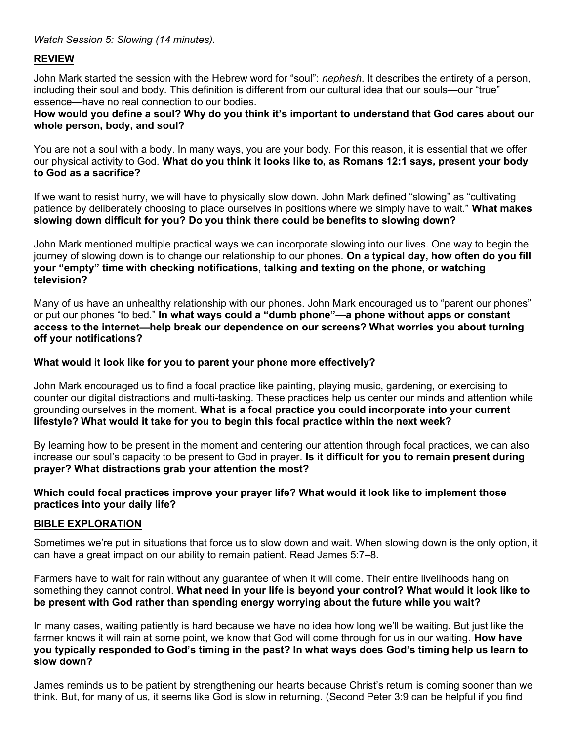*Watch Session 5: Slowing (14 minutes).*

## REVIEW

John Mark started the session with the Hebrew word for "soul": *nephesh*. It describes the entirety of a person, including their soul and body. This definition is different from our cultural idea that our souls—our "true" essence—have no real connection to our bodies. **How would you define a soul? Why do you think it's important to understand that God cares about our whole person, body, and soul?**

You are not a soul with a body. In many ways, you are your body. For this reason, it is essential that we offer our physical activity to God. **What do you think it looks like to, as Romans 12:1 says, present your body to God as a sacrifice?**

If we want to resist hurry, we will have to physically slow down. John Mark defined "slowing" as "cultivating patience by deliberately choosing to place ourselves in positions where we simply have to wait." **What makes slowing down difficult for you? Do you think there could be benefits to slowing down?**

John Mark mentioned multiple practical ways we can incorporate slowing into our lives. One way to begin the journey of slowing down is to change our relationship to our phones. **On a typical day, how often do you fill your "empty" time with checking notifications, talking and texting on the phone, or watching television?**

Many of us have an unhealthy relationship with our phones. John Mark encouraged us to "parent our phones" or put our phones "to bed." **In what ways could a "dumb phone"—a phone without apps or constant access to the internet—help break our dependence on our screens? What worries you about turning off your notifications?**

**What would it look like for you to parent your phone more effectively?**

John Mark encouraged us to find a focal practice like painting, playing music, gardening, or exercising to counter our digital distractions and multi-tasking. These practices help us center our minds and attention while grounding ourselves in the moment. **What is a focal practice you could incorporate into your current lifestyle? What would it take for you to begin this focal practice within the next week?**

By learning how to be present in the moment and centering our attention through focal practices, we can also increase our soul's capacity to be present to God in prayer. **Is it difficult for you to remain present during prayer? What distractions grab your attention the most?**

**Which could focal practices improve your prayer life? What would it look like to implement those practices into your daily life?**

## BIBLE EXPLORATION

Sometimes we're put in situations that force us to slow down and wait. When slowing down is the only option, it can have a great impact on our ability to remain patient. Read James 5:7–8.

Farmers have to wait for rain without any guarantee of when it will come. Their entire livelihoods hang on something they cannot control. **What need in your life is beyond your control? What would it look like to be present with God rather than spending energy worrying about the future while you wait?**

In many cases, waiting patiently is hard because we have no idea how long we'll be waiting. But just like the farmer knows it will rain at some point, we know that God will come through for us in our waiting. **How have you typically responded to God's timing in the past? In what ways does God's timing help us learn to slow down?**

James reminds us to be patient by strengthening our hearts because Christ's return is coming sooner than we think. But, for many of us, it seems like God is slow in returning. (Second Peter 3:9 can be helpful if you find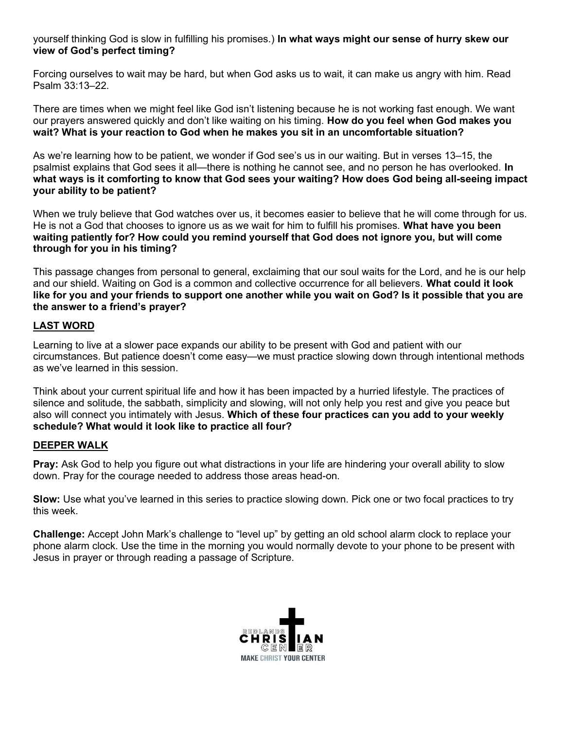yourself thinking God is slow in fulfilling his promises.) **In what ways might our sense of hurry skew our view of God's perfect timing?**

Forcing ourselves to wait may be hard, but when God asks us to wait, it can make us angry with him. Read Psalm 33:13–22.

There are times when we might feel like God isn't listening because he is not working fast enough. We want our prayers answered quickly and don't like waiting on his timing. **How do you feel when God makes you wait? What is your reaction to God when he makes you sit in an uncomfortable situation?**

As we're learning how to be patient, we wonder if God see's us in our waiting. But in verses 13–15, the psalmist explains that God sees it all—there is nothing he cannot see, and no person he has overlooked. **In what ways is it comforting to know that God sees your waiting? How does God being all-seeing impact your ability to be patient?**

When we truly believe that God watches over us, it becomes easier to believe that he will come through for us. He is not a God that chooses to ignore us as we wait for him to fulfill his promises. **What have you been waiting patiently for? How could you remind yourself that God does not ignore you, but will come through for you in his timing?**

This passage changes from personal to general, exclaiming that our soul waits for the Lord, and he is our help and our shield. Waiting on God is a common and collective occurrence for all believers. **What could it look like for you and your friends to support one another while you wait on God? Is it possible that you are the answer to a friend's prayer?**

## LAST WORD

Learning to live at a slower pace expands our ability to be present with God and patient with our circumstances. But patience doesn't come easy—we must practice slowing down through intentional methods as we've learned in this session.

Think about your current spiritual life and how it has been impacted by a hurried lifestyle. The practices of silence and solitude, the sabbath, simplicity and slowing, will not only help you rest and give you peace but also will connect you intimately with Jesus. **Which of these four practices can you add to your weekly schedule? What would it look like to practice all four?**

## DEEPER WALK

**Pray:** Ask God to help you figure out what distractions in your life are hindering your overall ability to slow down. Pray for the courage needed to address those areas head-on.

**Slow:** Use what you've learned in this series to practice slowing down. Pick one or two focal practices to try this week.

**Challenge:** Accept John Mark's challenge to "level up" by getting an old school alarm clock to replace your phone alarm clock. Use the time in the morning you would normally devote to your phone to be present with Jesus in prayer or through reading a passage of Scripture.

REDLANDS CHRISTIAN CENTER
MAKE CHRIST YOUR CENTER